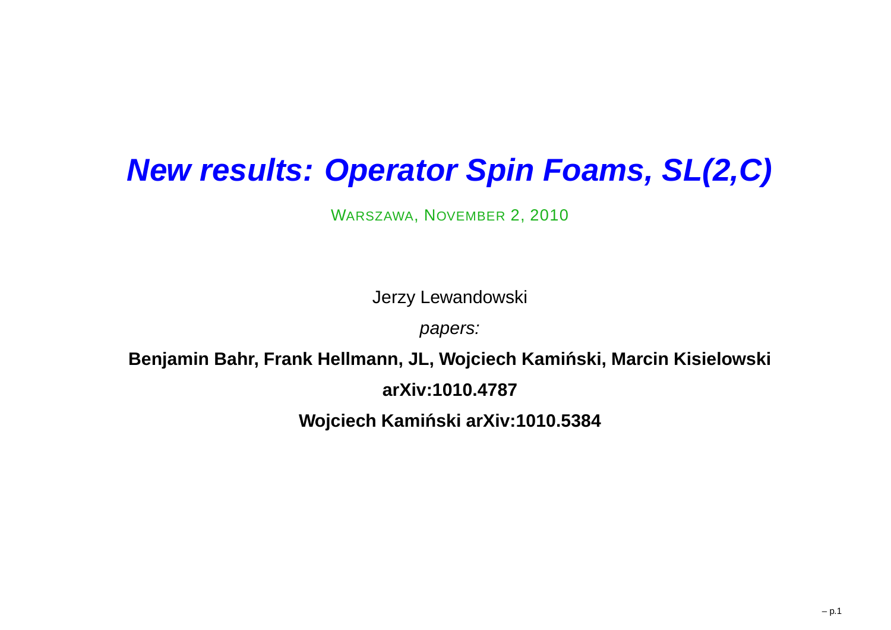# *New results: Operator Spin Foams, SL(2,C)*

WARSZAWA, NOVEMBER 2, 2010

Jerzy Lewandowski

*papers:*

**Benjamin Bahr, Frank Hellmann, JL, Wojciech Kamiński, Marcin Kisielowski**

**arXiv:1010.4787**

**Wojciech Kamiński arXiv:1010.5384**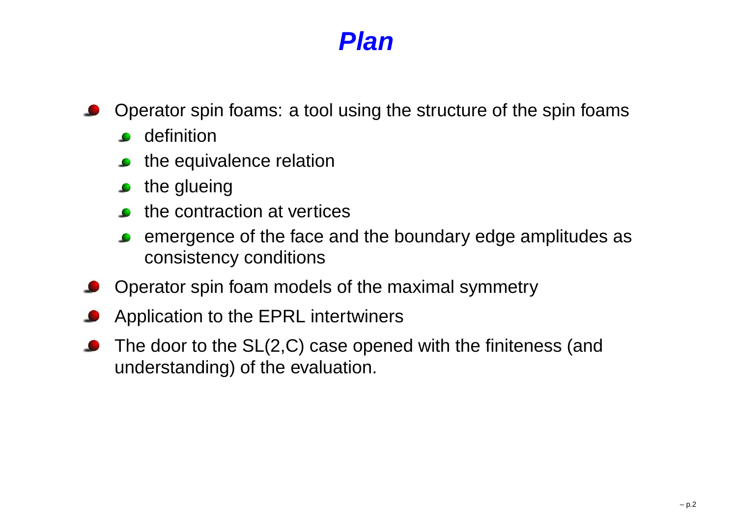# Plan

- Operator spin foams: a tool using the structure of the spin foams
  - definition
  - the equivalence relation
  - the glueing
  - the contraction at vertices
  - emergence of the face and the boundary edge amplitudes as consistency conditions
- Operator spin foam models of the maximal symmetry
- Application to the EPRL intertwiners
- The door to the SL(2,C) case opened with the finiteness (and understanding) of the evaluation.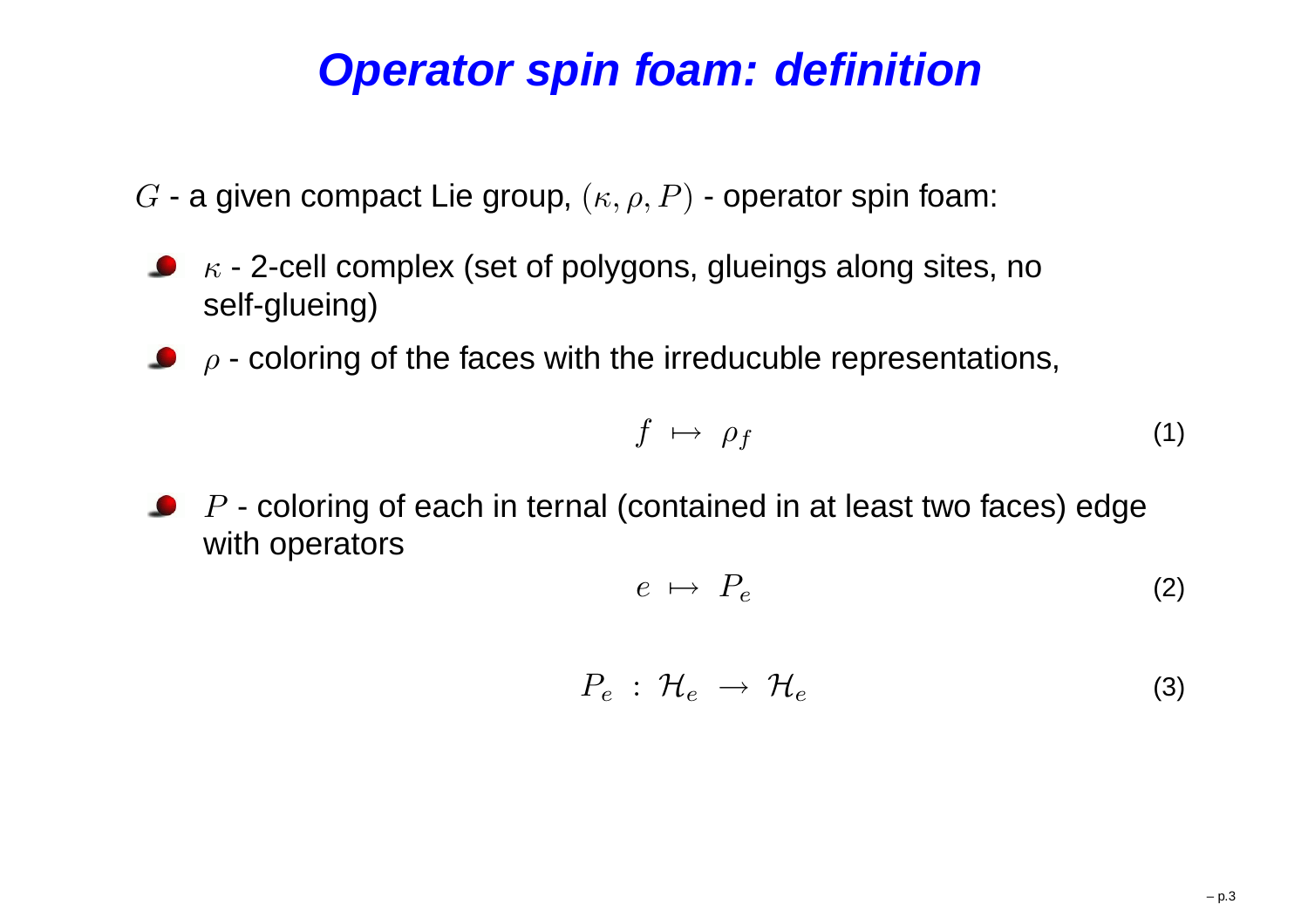# Operator spin foam: definition

$G$ - a given compact Lie group, $(\kappa, \rho, P)$ - operator spin foam:

- $\kappa$ - 2-cell complex (set of polygons, glueings along sites, no self-glueing)
- $\rho$ - coloring of the faces with the irreducuble representations,

$$f \;\mapsto\; \rho_f \tag{1}$$

- $P$ - coloring of each in ternal (contained in at least two faces) edge with operators

$$e \;\mapsto\; P_e \tag{2}$$

$$P_e \;:\; \mathcal{H}_e \;\rightarrow\; \mathcal{H}_e \tag{3}$$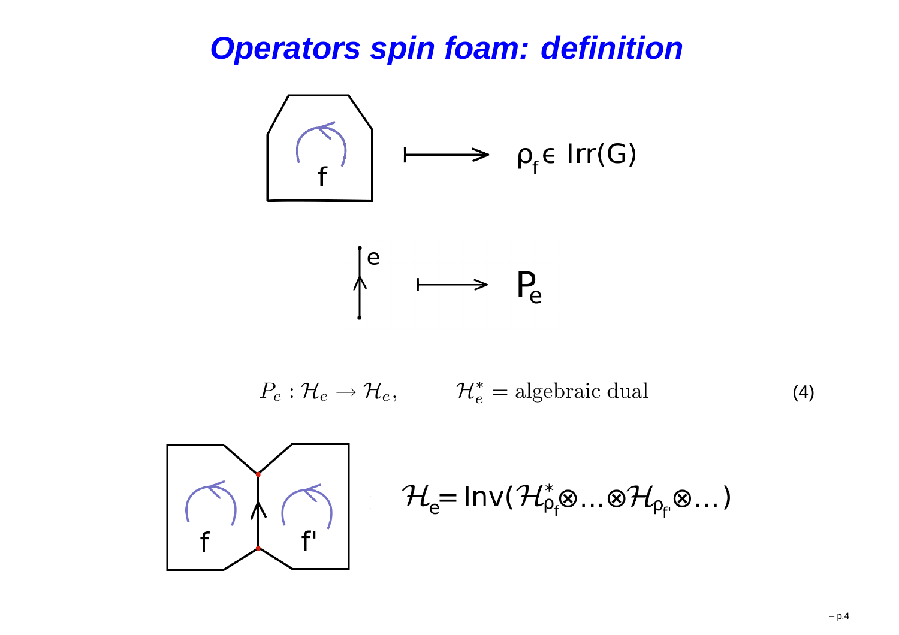# Operators spin foam: definition

f $\longmapsto$ $\rho_f \in \mathrm{Irr}(G)$

e $\longmapsto$ $P_e$

$$P_e : \mathcal{H}_e \to \mathcal{H}_e, \qquad \mathcal{H}_e^* = \text{algebraic dual} \tag{4}$$

f, f'

$$\mathcal{H}_e = \mathrm{Inv}(\mathcal{H}^*_{\rho_f} \otimes \ldots \otimes \mathcal{H}_{\rho_{f'}} \otimes \ldots)$$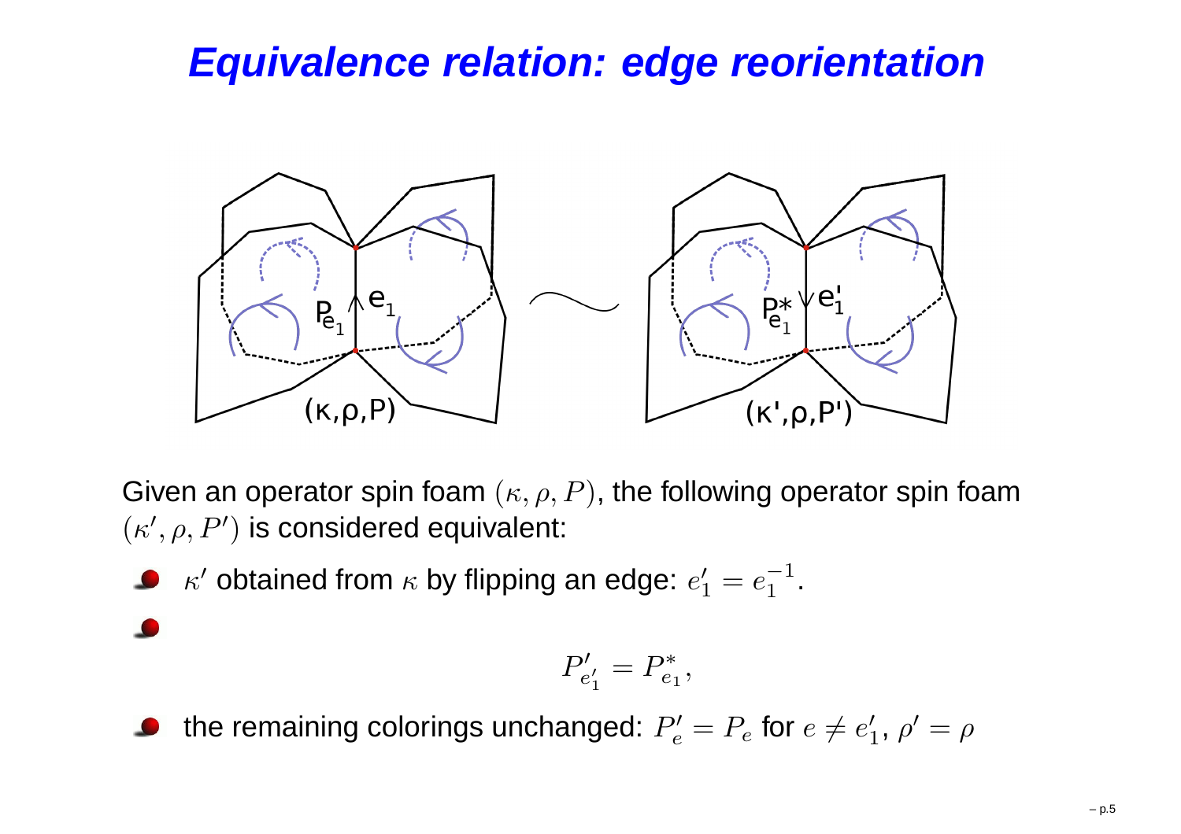# Equivalence relation: edge reorientation

Given an operator spin foam $(\kappa, \rho, P)$, the following operator spin foam $(\kappa', \rho, P')$ is considered equivalent:

- $\kappa'$ obtained from $\kappa$ by flipping an edge: $e'_1 = e_1^{-1}$.
-
$$P'_{e'_1} = P^*_{e_1},$$
- the remaining colorings unchanged: $P'_e = P_e$ for $e \neq e'_1$, $\rho' = \rho$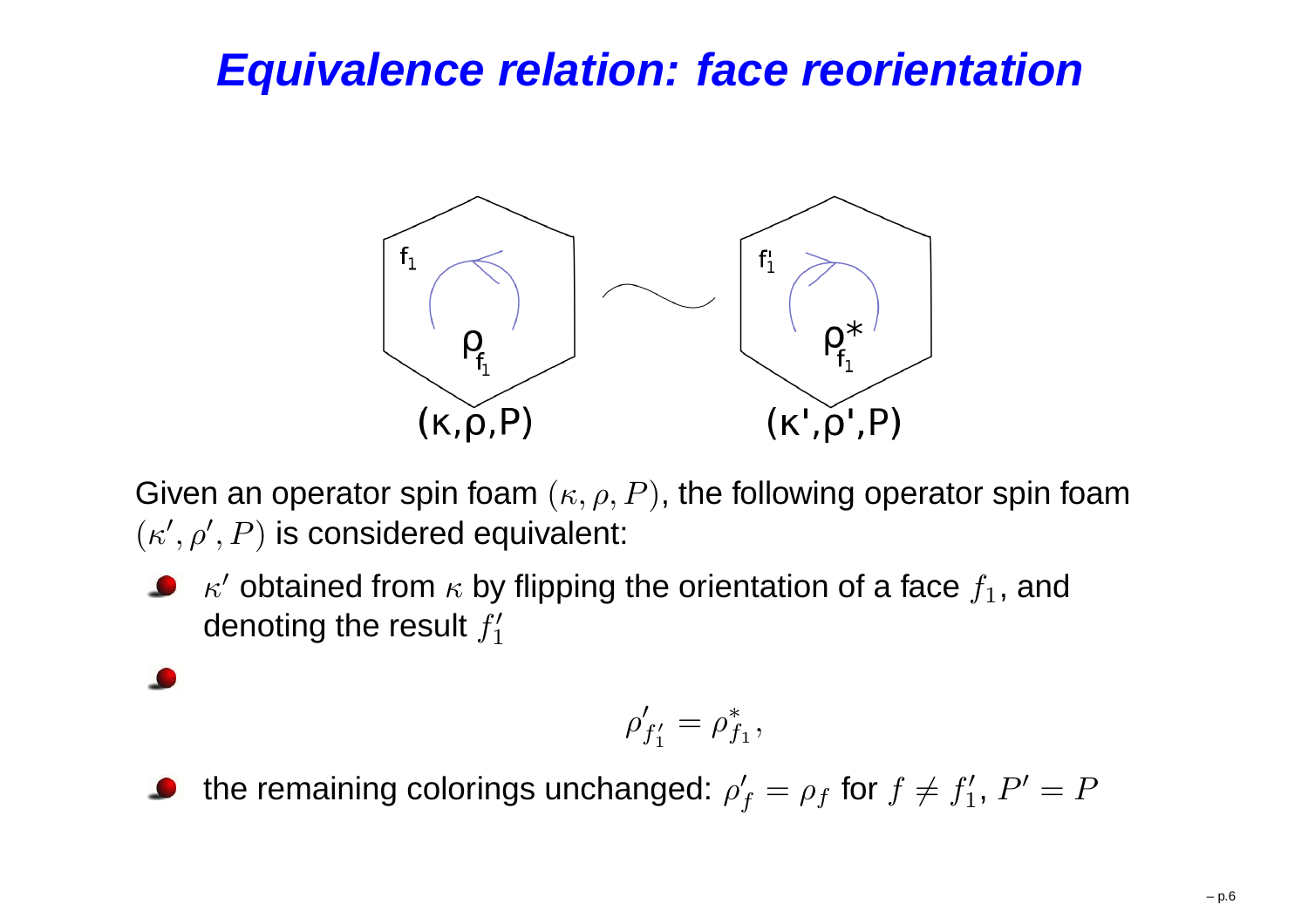# Equivalence relation: face reorientation

Given an operator spin foam $(\kappa, \rho, P)$, the following operator spin foam $(\kappa', \rho', P)$ is considered equivalent:

- $\kappa'$ obtained from $\kappa$ by flipping the orientation of a face $f_1$, and denoting the result $f_1'$
- $$\rho'_{f_1'} = \rho^*_{f_1},$$
- the remaining colorings unchanged: $\rho'_f = \rho_f$ for $f \neq f_1'$, $P' = P$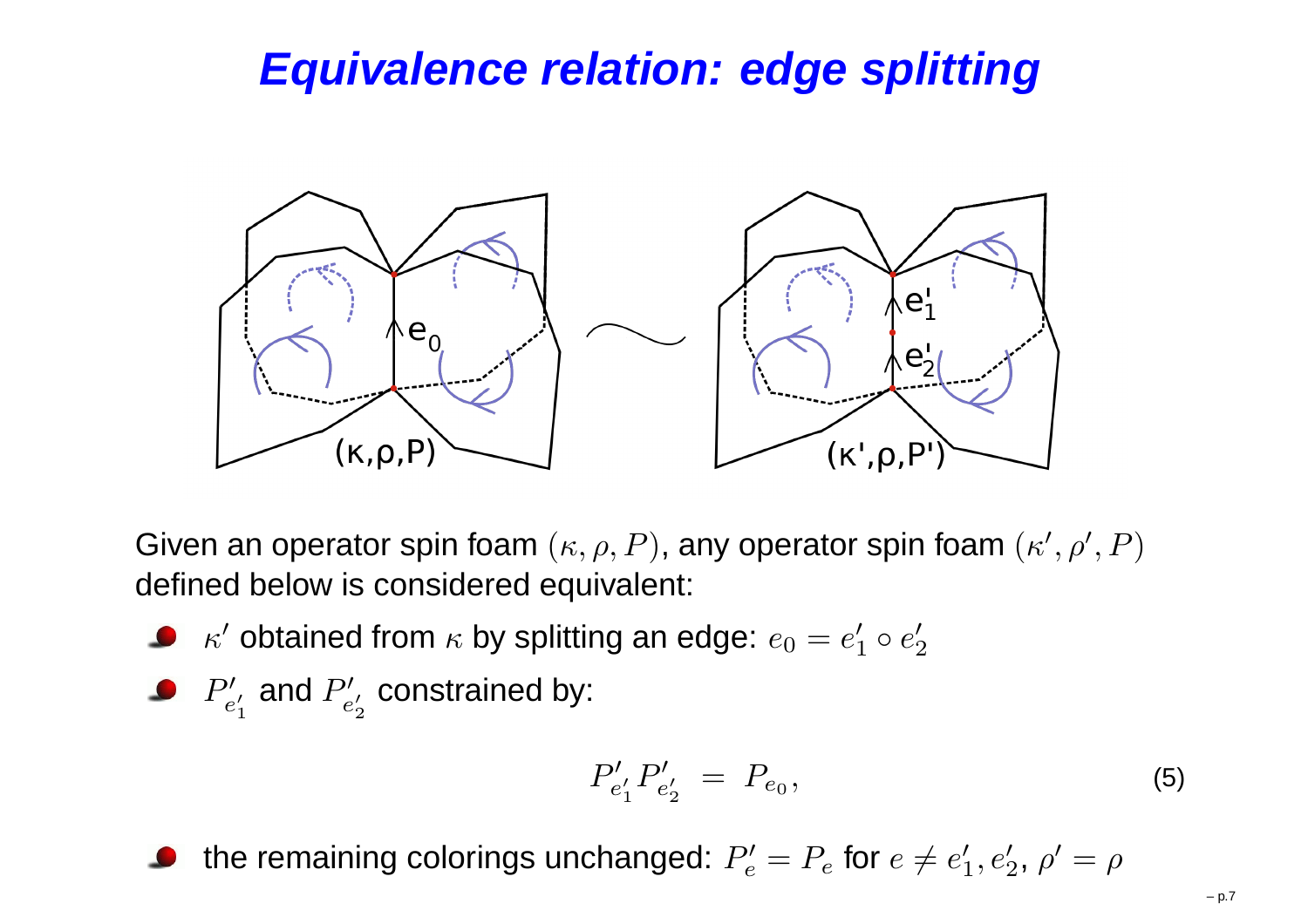# Equivalence relation: edge splitting

Given an operator spin foam $(\kappa, \rho, P)$, any operator spin foam $(\kappa', \rho', P)$ defined below is considered equivalent:

- $\kappa'$ obtained from $\kappa$ by splitting an edge: $e_0 = e_1' \circ e_2'$
- $P'_{e_1'}$ and $P'_{e_2'}$ constrained by:

$$P'_{e_1'} P'_{e_2'} \;=\; P_{e_0}, \tag{5}$$

- the remaining colorings unchanged: $P'_e = P_e$ for $e \neq e_1', e_2'$, $\rho' = \rho$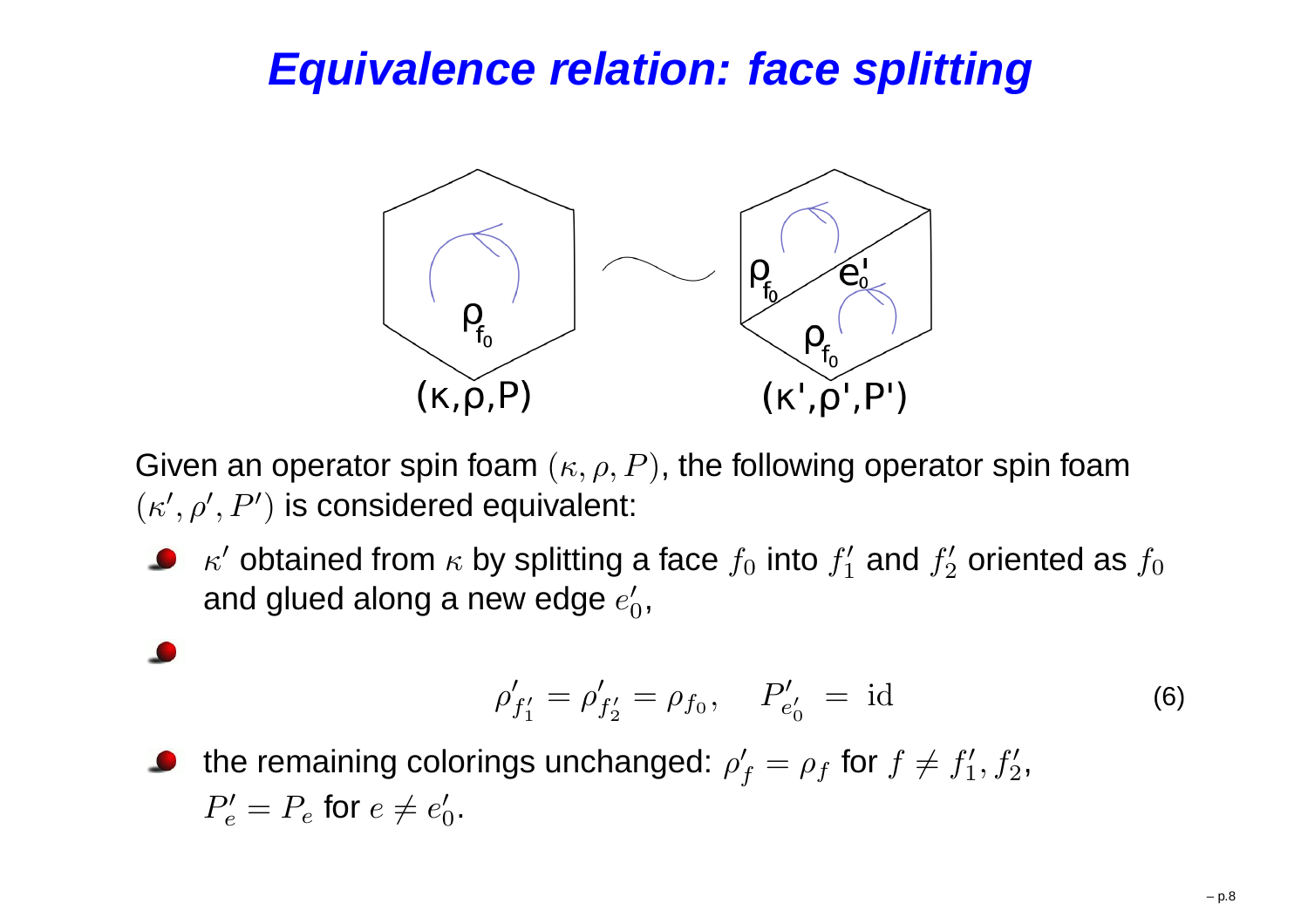# Equivalence relation: face splitting

Given an operator spin foam $(\kappa, \rho, P)$, the following operator spin foam $(\kappa', \rho', P')$ is considered equivalent:

- $\kappa'$ obtained from $\kappa$ by splitting a face $f_0$ into $f_1'$ and $f_2'$ oriented as $f_0$ and glued along a new edge $e_0'$,
- $$\rho'_{f_1'} = \rho'_{f_2'} = \rho_{f_0}, \quad P'_{e_0'} = \mathrm{id} \tag{6}$$
- the remaining colorings unchanged: $\rho'_f = \rho_f$ for $f \neq f_1', f_2'$, $P'_e = P_e$ for $e \neq e_0'$.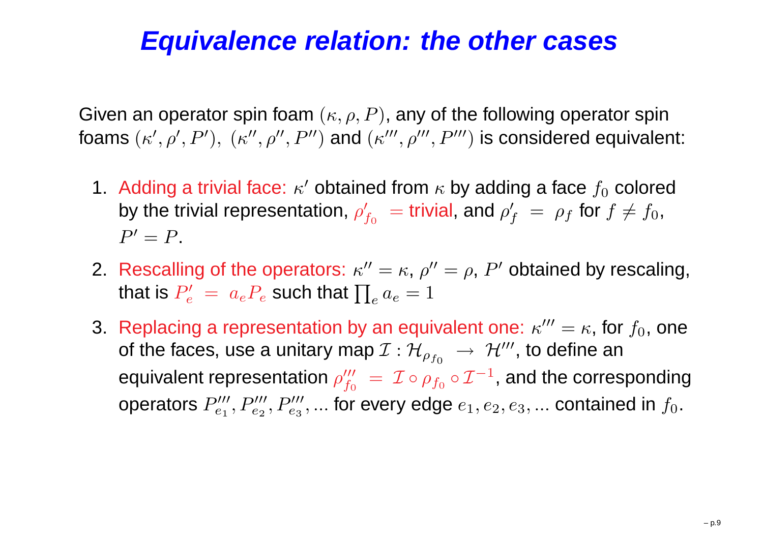# Equivalence relation: the other cases

Given an operator spin foam $(\kappa, \rho, P)$, any of the following operator spin foams $(\kappa', \rho', P'),\ (\kappa'', \rho'', P'')$ and $(\kappa''', \rho''', P''')$ is considered equivalent:

1. Adding a trivial face: $\kappa'$ obtained from $\kappa$ by adding a face $f_0$ colored by the trivial representation, $\rho'_{f_0} =$ trivial, and $\rho'_f \ = \ \rho_f$ for $f \neq f_0$, $P' = P$.
2. Rescalling of the operators: $\kappa'' = \kappa$, $\rho'' = \rho$, $P'$ obtained by rescaling, that is $P'_e \ = \ a_e P_e$ such that $\prod_e a_e = 1$
3. Replacing a representation by an equivalent one: $\kappa''' = \kappa$, for $f_0$, one of the faces, use a unitary map $\mathcal{I} : \mathcal{H}_{\rho_{f_0}} \ \rightarrow \ \mathcal{H}'''$, to define an equivalent representation $\rho'''_{f_0} \ = \ \mathcal{I} \circ \rho_{f_0} \circ \mathcal{I}^{-1}$, and the corresponding operators $P'''_{e_1}, P'''_{e_2}, P'''_{e_3}, ...$ for every edge $e_1, e_2, e_3, ...$ contained in $f_0$.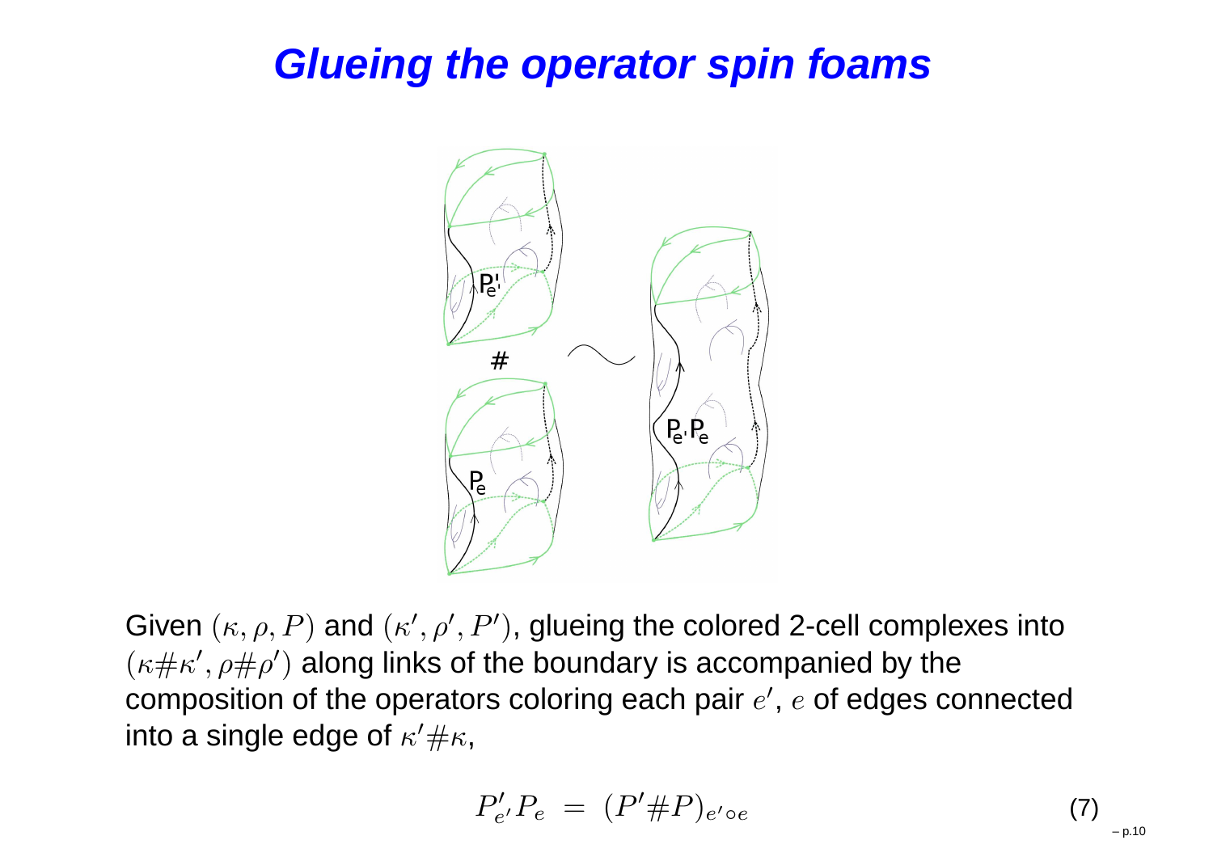# Glueing the operator spin foams

Given $(\kappa, \rho, P)$ and $(\kappa', \rho', P')$, glueing the colored 2-cell complexes into $(\kappa\#\kappa', \rho\#\rho')$ along links of the boundary is accompanied by the composition of the operators coloring each pair $e'$, $e$ of edges connected into a single edge of $\kappa'\#\kappa$,

$$P'_{e'}P_e \;=\; (P'\#P)_{e'\circ e} \tag{7}$$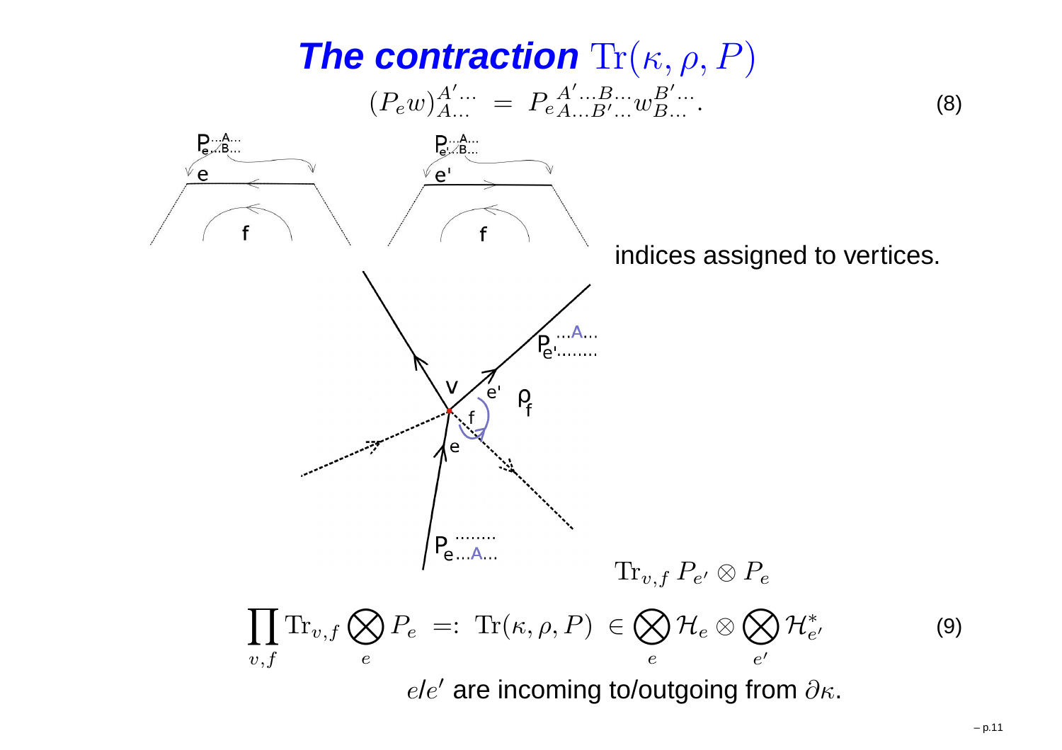# ***The contraction*** $\mathrm{Tr}(\kappa, \rho, P)$

$$(P_e w)^{A' \dots}_{A \dots} \; = \; P_e{}^{A' \dots B \dots}_{A \dots B' \dots} w^{B' \dots}_{B \dots}. \tag{8}$$

indices assigned to vertices.

$$\mathrm{Tr}_{v,f}\, P_{e'} \otimes P_e$$

$$\prod_{v,f} \mathrm{Tr}_{v,f} \bigotimes_e P_e \; =: \; \mathrm{Tr}(\kappa, \rho, P) \; \in \bigotimes_e \mathcal{H}_e \otimes \bigotimes_{e'} \mathcal{H}^*_{e'} \tag{9}$$

$e$/$e'$ are incoming to/outgoing from $\partial\kappa$.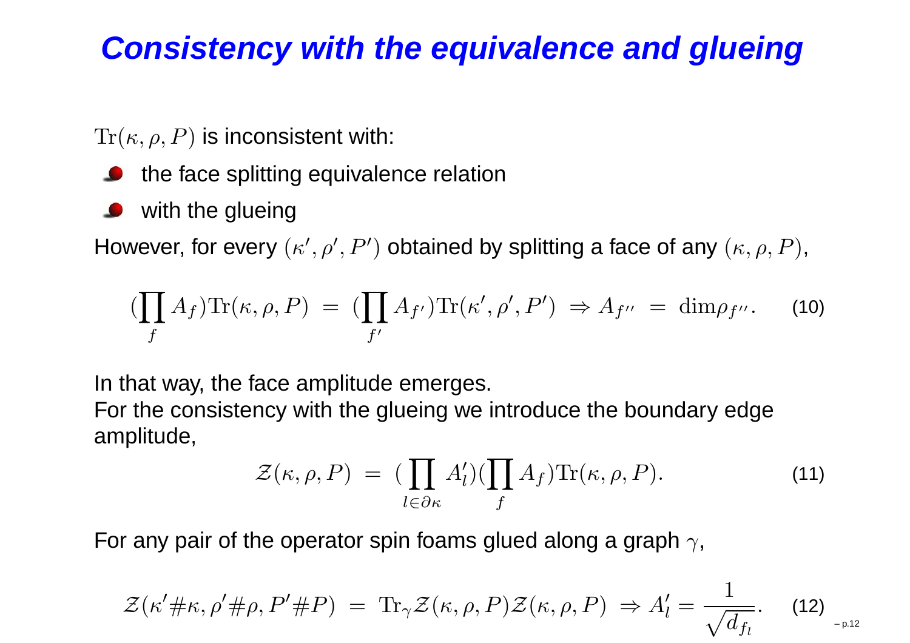# Consistency with the equivalence and glueing

$\mathrm{Tr}(\kappa, \rho, P)$ is inconsistent with:

- the face splitting equivalence relation
- with the glueing

However, for every $(\kappa', \rho', P')$ obtained by splitting a face of any $(\kappa, \rho, P)$,

$$(\prod_f A_f)\mathrm{Tr}(\kappa, \rho, P) \;=\; (\prod_{f'} A_{f'})\mathrm{Tr}(\kappa', \rho', P') \;\Rightarrow A_{f''} \;=\; \mathrm{dim}\rho_{f''}. \qquad (10)$$

In that way, the face amplitude emerges.
For the consistency with the glueing we introduce the boundary edge amplitude,

$$\mathcal{Z}(\kappa, \rho, P) \;=\; (\prod_{l \in \partial\kappa} A'_l)(\prod_f A_f)\mathrm{Tr}(\kappa, \rho, P). \qquad (11)$$

For any pair of the operator spin foams glued along a graph $\gamma$,

$$\mathcal{Z}(\kappa' \# \kappa, \rho' \# \rho, P' \# P) \;=\; \mathrm{Tr}_\gamma \mathcal{Z}(\kappa, \rho, P)\mathcal{Z}(\kappa, \rho, P) \;\Rightarrow A'_l = \frac{1}{\sqrt{d_{f_l}}}. \qquad (12)$$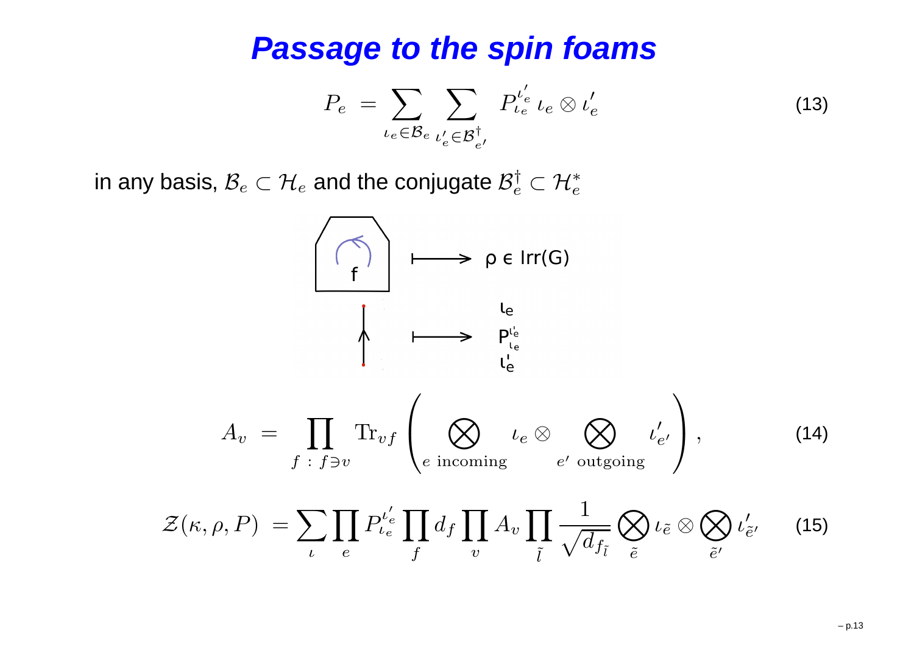# Passage to the spin foams

$$P_e \ = \sum_{\iota_e \in \mathcal{B}_e} \sum_{\iota'_e \in \mathcal{B}^{\dagger}_{e'}} P^{\iota'_e}_{\iota_e} \, \iota_e \otimes \iota'_e \tag{13}$$

in any basis, $\mathcal{B}_e \subset \mathcal{H}_e$ and the conjugate $\mathcal{B}^{\dagger}_e \subset \mathcal{H}^*_e$

f ⟼ ρ ∈ Irr(G)

⟼ $\iota_e$, $P^{\iota'_e}_{\iota_e}$, $\iota'_e$

$$A_v \ = \prod_{f \, : \, f \ni v} \mathrm{Tr}_{vf} \left( \bigotimes_{e \text{ incoming}} \iota_e \otimes \bigotimes_{e' \text{ outgoing}} \iota'_{e'} \right), \tag{14}$$

$$\mathcal{Z}(\kappa, \rho, P) \ = \sum_{\iota} \prod_{e} P^{\iota'_e}_{\iota_e} \prod_{f} d_f \prod_{v} A_v \prod_{\tilde{l}} \frac{1}{\sqrt{d_{f_{\tilde{l}}}}} \bigotimes_{\tilde{e}} \iota_{\tilde{e}} \otimes \bigotimes_{\tilde{e}'} \iota'_{\tilde{e}'} \tag{15}$$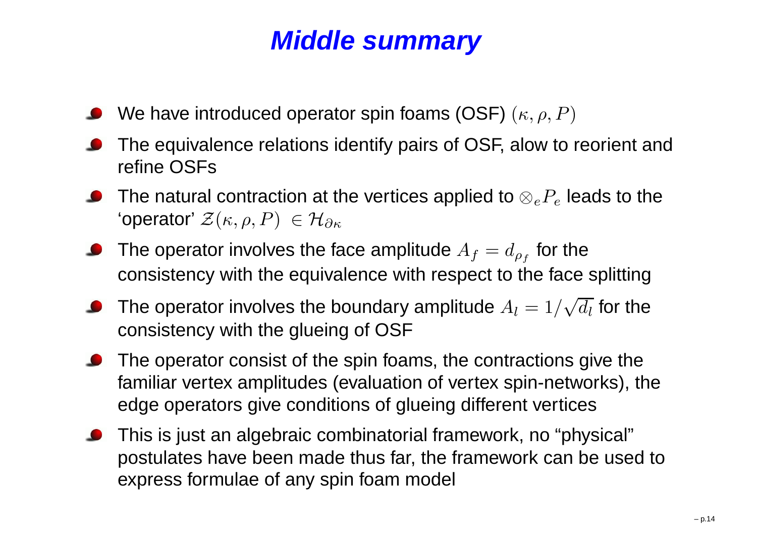# Middle summary

- We have introduced operator spin foams (OSF) $(\kappa, \rho, P)$
- The equivalence relations identify pairs of OSF, alow to reorient and refine OSFs
- The natural contraction at the vertices applied to $\otimes_e P_e$ leads to the 'operator' $\mathcal{Z}(\kappa, \rho, P) \ \in \mathcal{H}_{\partial\kappa}$
- The operator involves the face amplitude $A_f = d_{\rho_f}$ for the consistency with the equivalence with respect to the face splitting
- The operator involves the boundary amplitude $A_l = 1/\sqrt{d_l}$ for the consistency with the glueing of OSF
- The operator consist of the spin foams, the contractions give the familiar vertex amplitudes (evaluation of vertex spin-networks), the edge operators give conditions of glueing different vertices
- This is just an algebraic combinatorial framework, no "physical" postulates have been made thus far, the framework can be used to express formulae of any spin foam model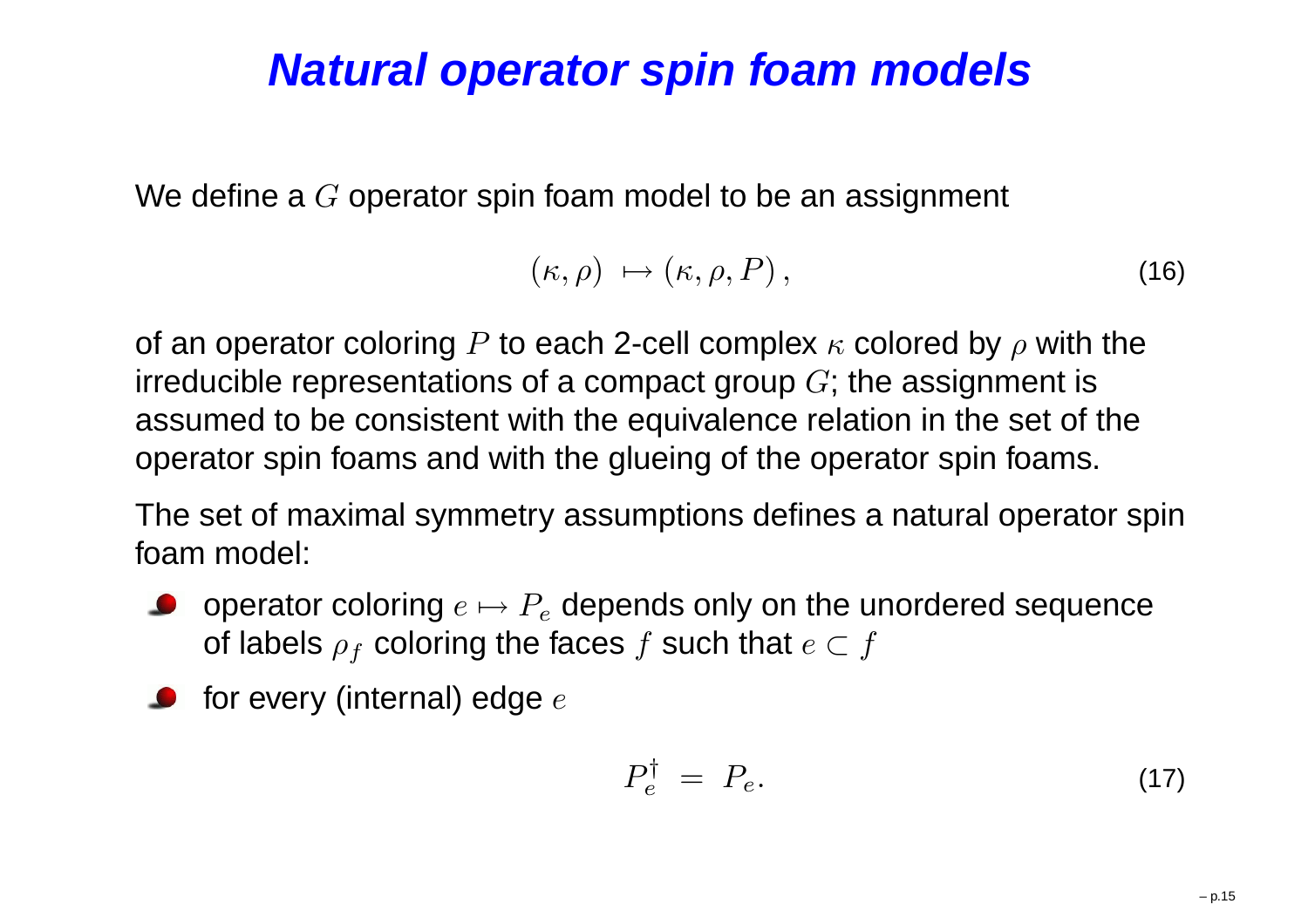# Natural operator spin foam models

We define a $G$ operator spin foam model to be an assignment

$$(\kappa, \rho) \ \mapsto (\kappa, \rho, P)\,, \tag{16}$$

of an operator coloring $P$ to each 2-cell complex $\kappa$ colored by $\rho$ with the irreducible representations of a compact group $G$; the assignment is assumed to be consistent with the equivalence relation in the set of the operator spin foams and with the glueing of the operator spin foams.

The set of maximal symmetry assumptions defines a natural operator spin foam model:

- operator coloring $e \mapsto P_e$ depends only on the unordered sequence of labels $\rho_f$ coloring the faces $f$ such that $e \subset f$
- for every (internal) edge $e$

$$P_e^\dagger \ = \ P_e. \tag{17}$$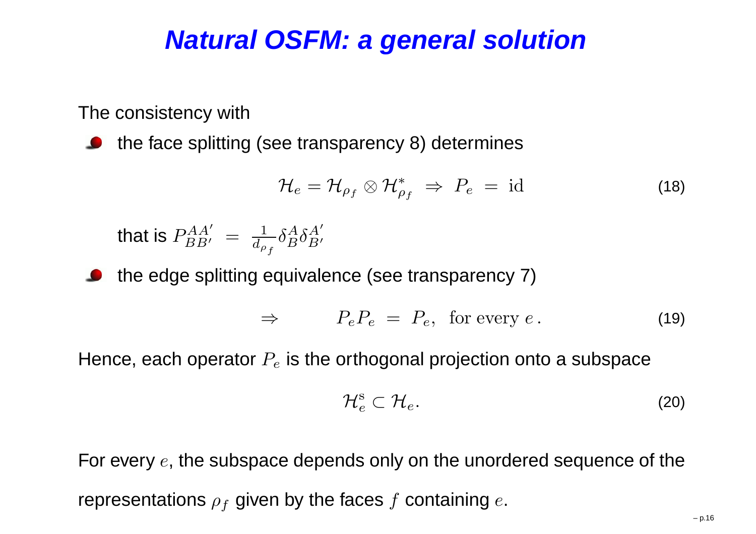# Natural OSFM: a general solution

The consistency with

- the face splitting (see transparency 8) determines

$$\mathcal{H}_e = \mathcal{H}_{\rho_f} \otimes \mathcal{H}^*_{\rho_f} \;\Rightarrow\; P_e \;=\; \mathrm{id} \tag{18}$$

  that is $P^{AA'}_{BB'} \;=\; \frac{1}{d_{\rho_f}} \delta^A_B \delta^{A'}_{B'}$

- the edge splitting equivalence (see transparency 7)

$$\Rightarrow \qquad P_e P_e \;=\; P_e, \;\; \text{for every } e\,. \tag{19}$$

Hence, each operator $P_e$ is the orthogonal projection onto a subspace

$$\mathcal{H}^{\mathrm{s}}_e \subset \mathcal{H}_e. \tag{20}$$

For every $e$, the subspace depends only on the unordered sequence of the representations $\rho_f$ given by the faces $f$ containing $e$.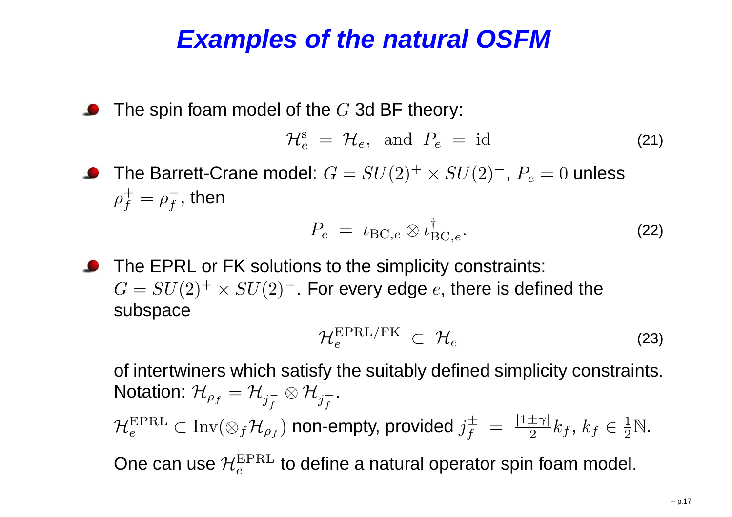# Examples of the natural OSFM

- The spin foam model of the $G$ 3d BF theory:

$$\mathcal{H}^{\rm s}_e \ = \ \mathcal{H}_e, \ \ \text{and} \ \ P_e \ = \ \text{id} \tag{21}$$

- The Barrett-Crane model: $G = SU(2)^+ \times SU(2)^-$, $P_e = 0$ unless $\rho^+_f = \rho^-_f$, then

$$P_e \ = \ \iota_{\text{BC},e} \otimes \iota^\dagger_{\text{BC},e}. \tag{22}$$

- The EPRL or FK solutions to the simplicity constraints: $G = SU(2)^+ \times SU(2)^-$. For every edge $e$, there is defined the subspace

$$\mathcal{H}^{\text{EPRL/FK}}_e \ \subset \ \mathcal{H}_e \tag{23}$$

  of intertwiners which satisfy the suitably defined simplicity constraints. Notation: $\mathcal{H}_{\rho_f} = \mathcal{H}_{j^-_f} \otimes \mathcal{H}_{j^+_f}$.

  $\mathcal{H}^{\text{EPRL}}_e \subset \text{Inv}(\otimes_f \mathcal{H}_{\rho_f})$ non-empty, provided $j^\pm_f \ = \ \frac{|1 \pm \gamma|}{2} k_f$, $k_f \in \frac{1}{2}\mathbb{N}$.

  One can use $\mathcal{H}^{\text{EPRL}}_e$ to define a natural operator spin foam model.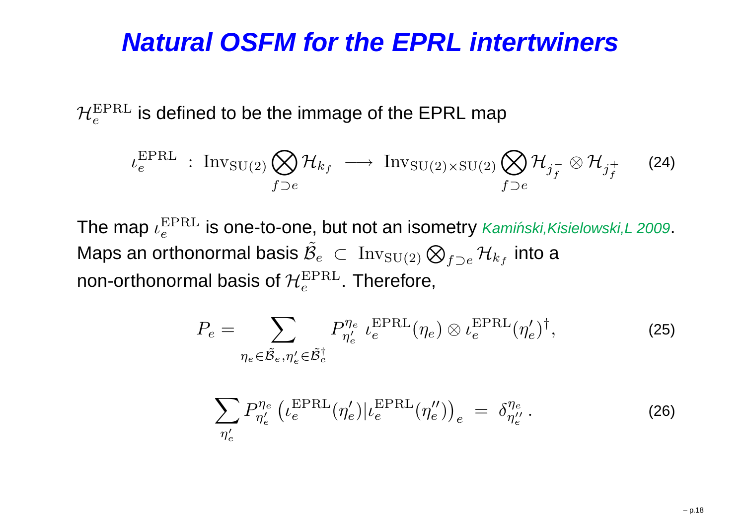# Natural OSFM for the EPRL intertwiners

$\mathcal{H}_e^{\mathrm{EPRL}}$ is defined to be the immage of the EPRL map

$$\iota_e^{\mathrm{EPRL}} \ : \ \mathrm{Inv}_{\mathrm{SU}(2)} \bigotimes_{f \supset e} \mathcal{H}_{k_f} \ \longrightarrow \ \mathrm{Inv}_{\mathrm{SU}(2)\times\mathrm{SU}(2)} \bigotimes_{f \supset e} \mathcal{H}_{j_f^-} \otimes \mathcal{H}_{j_f^+} \tag{24}$$

The map $\iota_e^{\mathrm{EPRL}}$ is one-to-one, but not an isometry *Kamiński,Kisielowski,L 2009*. Maps an orthonormal basis $\tilde{\mathcal{B}}_e \ \subset \ \mathrm{Inv}_{\mathrm{SU}(2)} \bigotimes_{f \supset e} \mathcal{H}_{k_f}$ into a non-orthonormal basis of $\mathcal{H}_e^{\mathrm{EPRL}}$. Therefore,

$$P_e = \sum_{\eta_e \in \tilde{\mathcal{B}}_e, \eta'_e \in \tilde{\mathcal{B}}_e^\dagger} P^{\eta_e}_{\eta'_e} \ \iota_e^{\mathrm{EPRL}}(\eta_e) \otimes \iota_e^{\mathrm{EPRL}}(\eta'_e)^\dagger, \tag{25}$$

$$\sum_{\eta'_e} P^{\eta_e}_{\eta'_e} \left( \iota_e^{\mathrm{EPRL}}(\eta'_e) | \iota_e^{\mathrm{EPRL}}(\eta''_e) \right)_e \ = \ \delta^{\eta_e}_{\eta''_e} \, . \tag{26}$$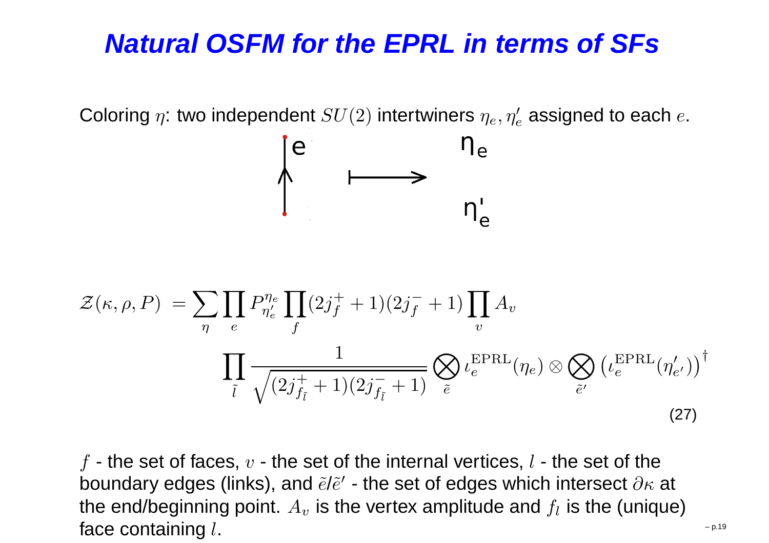# Natural OSFM for the EPRL in terms of SFs

Coloring $\eta$: two independent $SU(2)$ intertwiners $\eta_e, \eta'_e$ assigned to each $e$.

$$e \longmapsto \begin{matrix} \eta_e \\ \eta'_e \end{matrix}$$

$$\mathcal{Z}(\kappa, \rho, P) = \sum_{\eta} \prod_{e} P^{\eta_e}_{\eta'_e} \prod_{f} (2j^+_f + 1)(2j^-_f + 1) \prod_{v} A_v$$
$$\prod_{\tilde{l}} \frac{1}{\sqrt{(2j^+_{f_{\tilde{l}}} + 1)(2j^-_{f_{\tilde{l}}} + 1)}} \bigotimes_{\tilde{e}} \iota^{\mathrm{EPRL}}_e(\eta_e) \otimes \bigotimes_{\tilde{e}'} \left(\iota^{\mathrm{EPRL}}_e(\eta'_{e'})\right)^\dagger \tag{27}$$

$f$ - the set of faces, $v$ - the set of the internal vertices, $l$ - the set of the boundary edges (links), and $\tilde{e}$/$\tilde{e}'$ - the set of edges which intersect $\partial\kappa$ at the end/beginning point. $A_v$ is the vertex amplitude and $f_l$ is the (unique) face containing $l$.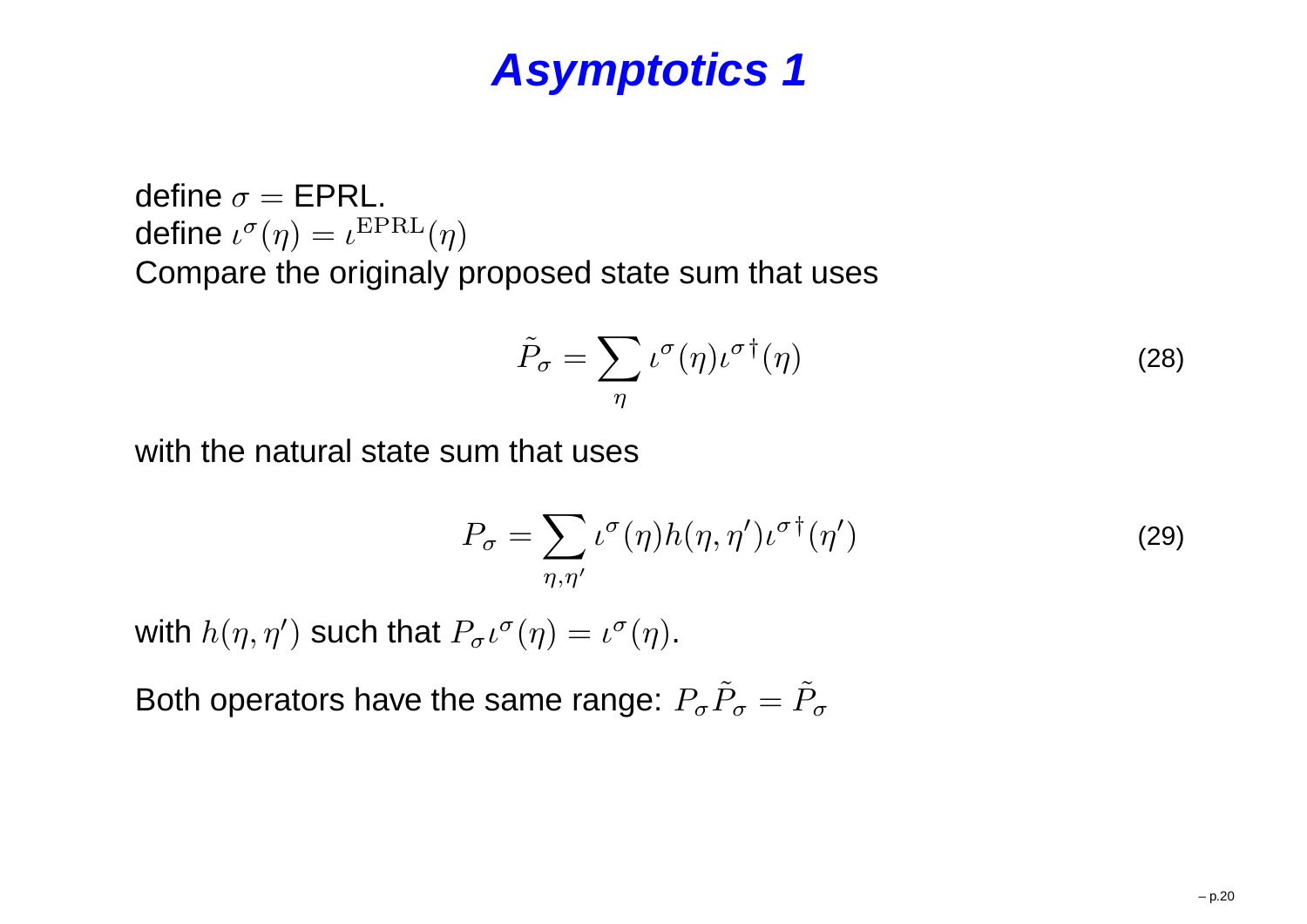# Asymptotics 1

define $\sigma =$ EPRL.
define $\iota^\sigma(\eta) = \iota^{\mathrm{EPRL}}(\eta)$
Compare the originaly proposed state sum that uses

$$\tilde{P}_\sigma = \sum_\eta \iota^\sigma(\eta) \iota^{\sigma\,\dagger}(\eta) \tag{28}$$

with the natural state sum that uses

$$P_\sigma = \sum_{\eta,\eta'} \iota^\sigma(\eta) h(\eta,\eta') \iota^{\sigma\,\dagger}(\eta') \tag{29}$$

with $h(\eta,\eta')$ such that $P_\sigma \iota^\sigma(\eta) = \iota^\sigma(\eta)$.

Both operators have the same range: $P_\sigma \tilde{P}_\sigma = \tilde{P}_\sigma$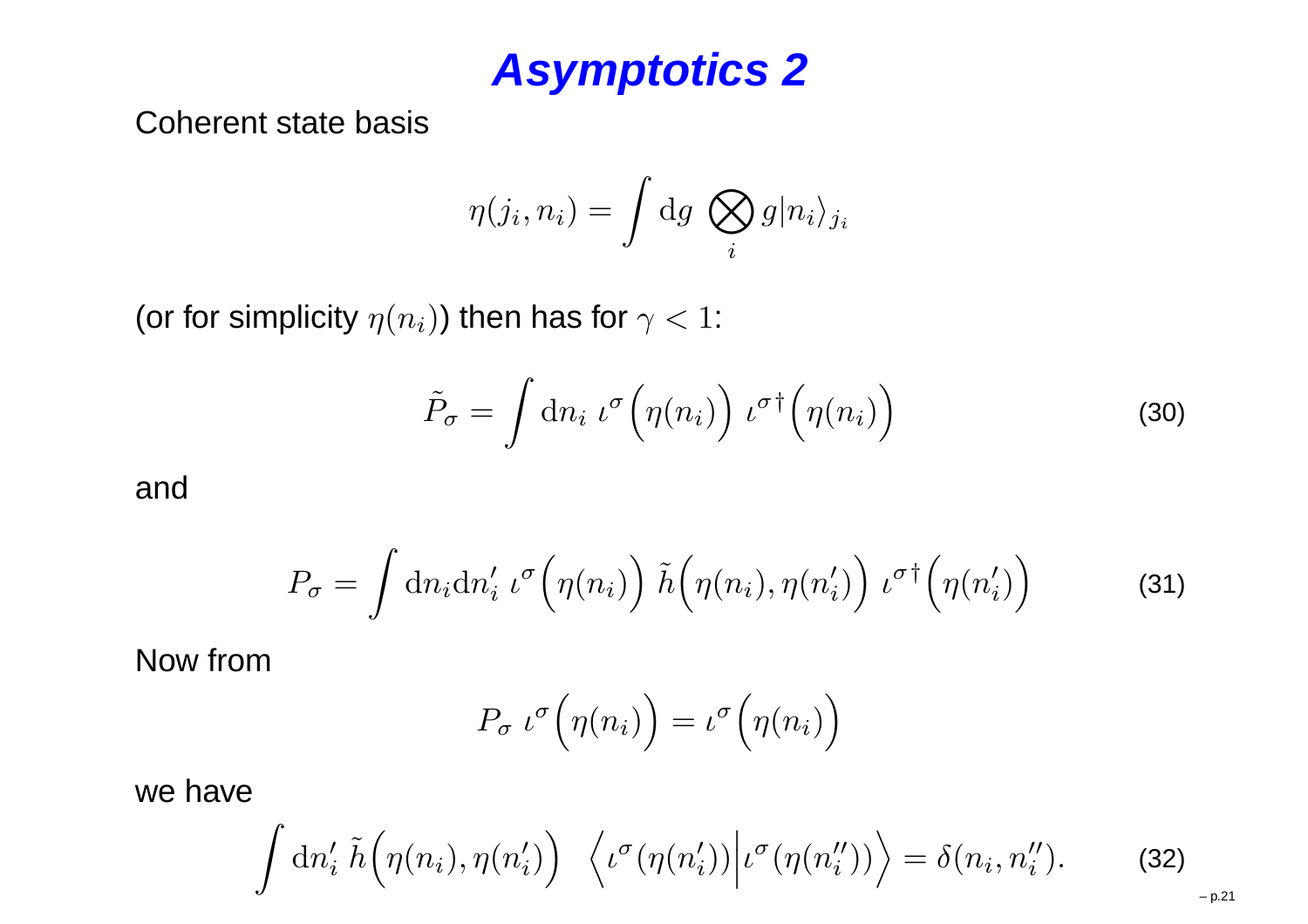# Asymptotics 2

Coherent state basis

$$\eta(j_i, n_i) = \int \mathrm{d}g \ \bigotimes_i g|n_i\rangle_{j_i}$$

(or for simplicity $\eta(n_i)$) then has for $\gamma < 1$:

$$\tilde{P}_\sigma = \int \mathrm{d}n_i \ \iota^\sigma\Big(\eta(n_i)\Big) \ \iota^{\sigma\,\dagger}\Big(\eta(n_i)\Big) \tag{30}$$

and

$$P_\sigma = \int \mathrm{d}n_i \mathrm{d}n_i' \ \iota^\sigma\Big(\eta(n_i)\Big) \ \tilde{h}\Big(\eta(n_i), \eta(n_i')\Big) \ \iota^{\sigma\,\dagger}\Big(\eta(n_i')\Big) \tag{31}$$

Now from

$$P_\sigma \ \iota^\sigma\Big(\eta(n_i)\Big) = \iota^\sigma\Big(\eta(n_i)\Big)$$

we have

$$\int \mathrm{d}n_i' \ \tilde{h}\Big(\eta(n_i), \eta(n_i')\Big) \ \ \Big\langle \iota^\sigma(\eta(n_i')) \Big| \iota^\sigma(\eta(n_i'')) \Big\rangle = \delta(n_i, n_i''). \tag{32}$$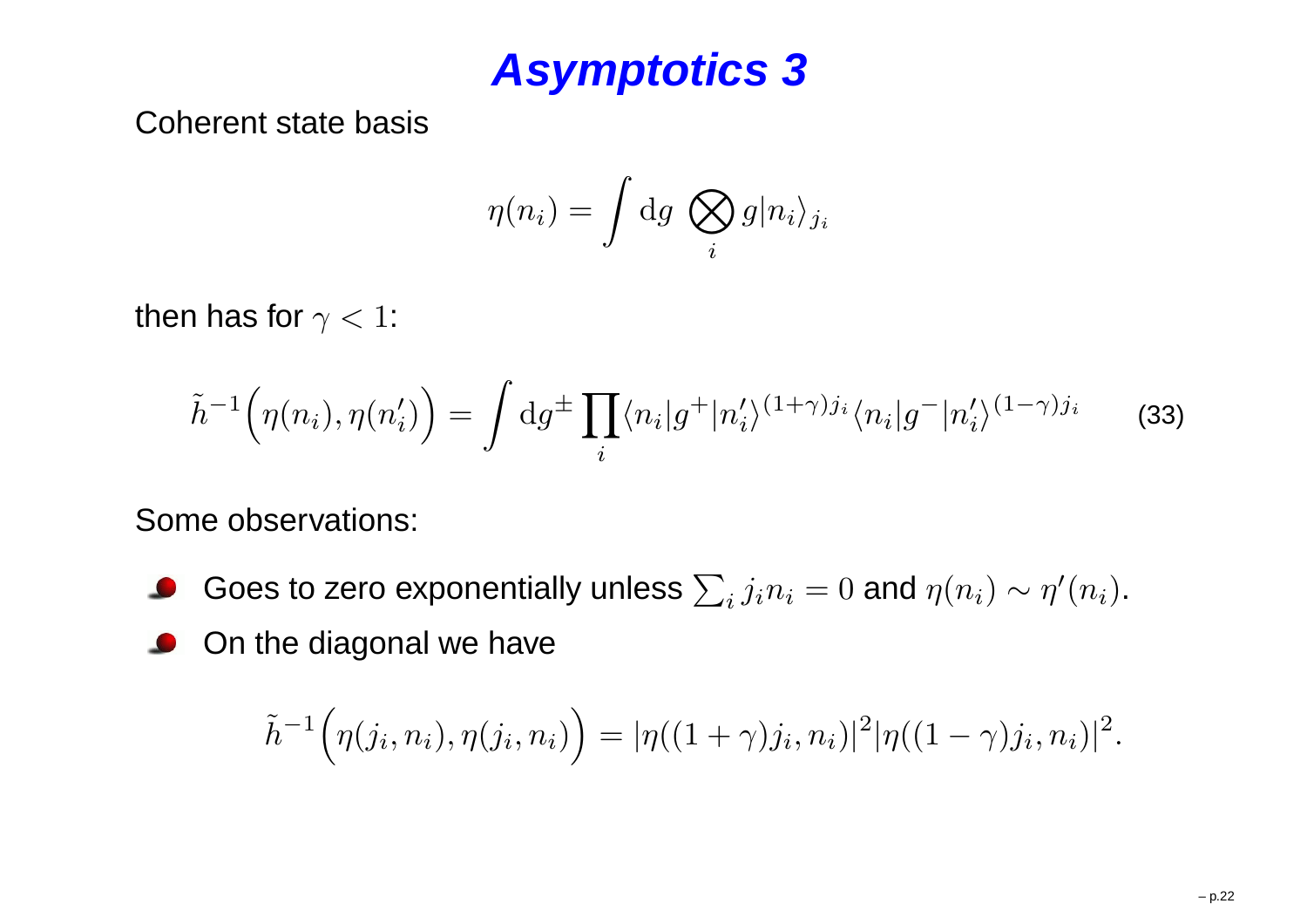# Asymptotics 3

Coherent state basis

$$\eta(n_i) = \int \mathrm{d}g \; \bigotimes_i g|n_i\rangle_{j_i}$$

then has for $\gamma < 1$:

$$\tilde{h}^{-1}\Big(\eta(n_i), \eta(n_i')\Big) = \int \mathrm{d}g^{\pm} \prod_i \langle n_i|g^+|n_i'\rangle^{(1+\gamma)j_i} \langle n_i|g^-|n_i'\rangle^{(1-\gamma)j_i} \tag{33}$$

Some observations:

- Goes to zero exponentially unless $\sum_i j_i n_i = 0$ and $\eta(n_i) \sim \eta'(n_i)$.
- On the diagonal we have

$$\tilde{h}^{-1}\Big(\eta(j_i, n_i), \eta(j_i, n_i)\Big) = |\eta((1+\gamma)j_i, n_i)|^2 |\eta((1-\gamma)j_i, n_i)|^2.$$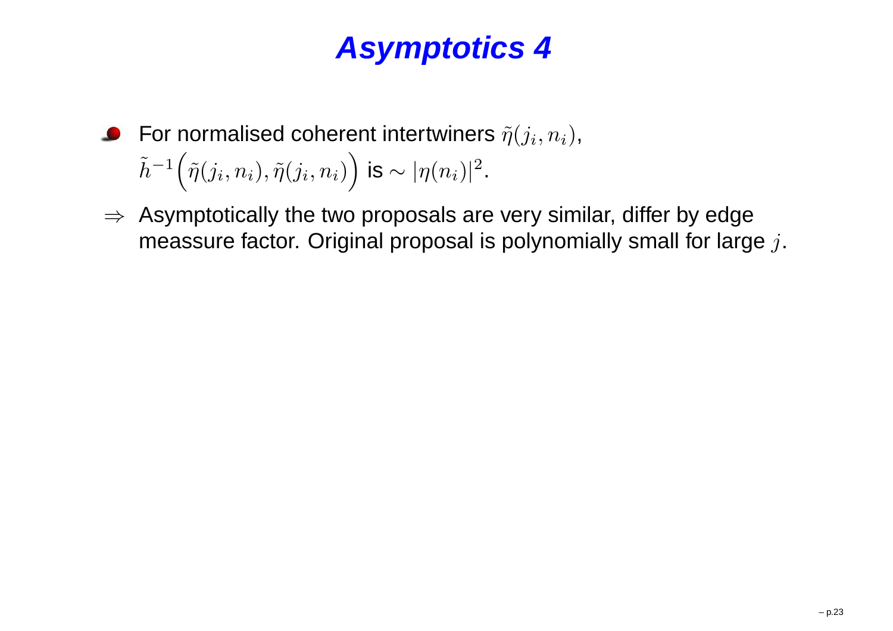# Asymptotics 4

- For normalised coherent intertwiners $\tilde{\eta}(j_i, n_i)$, $\tilde{h}^{-1}\Big(\tilde{\eta}(j_i, n_i), \tilde{\eta}(j_i, n_i)\Big)$ is $\sim |\eta(n_i)|^2$.

$\Rightarrow$ Asymptotically the two proposals are very similar, differ by edge meassure factor. Original proposal is polynomially small for large $j$.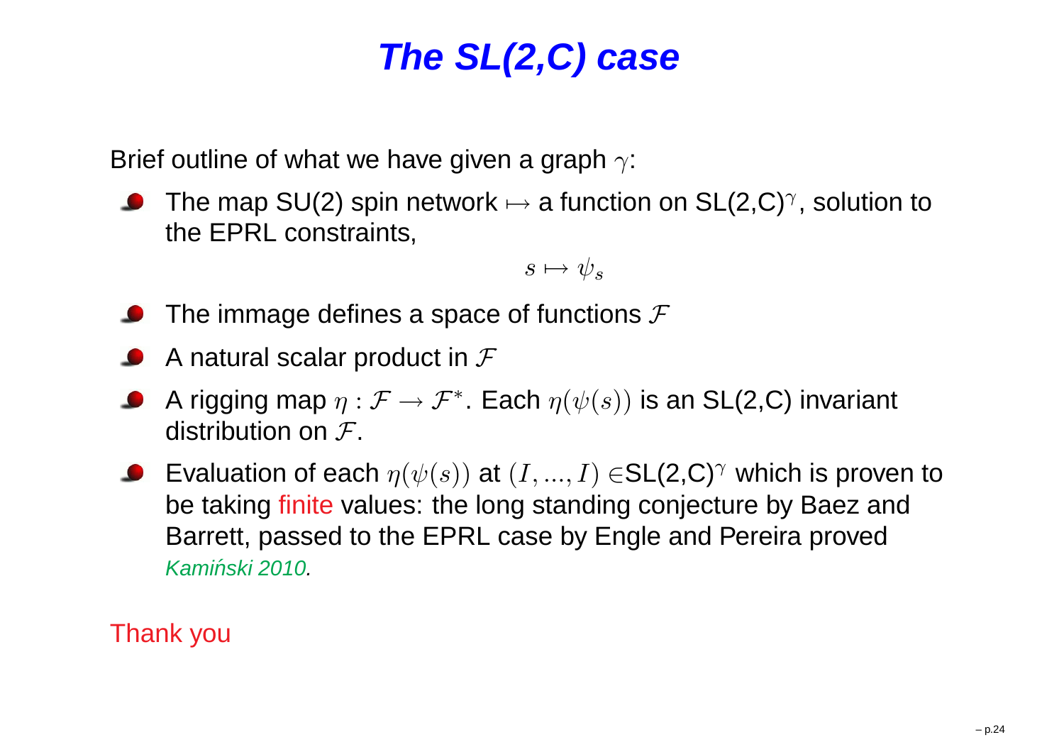# The SL(2,C) case

Brief outline of what we have given a graph $\gamma$:

- The map SU(2) spin network $\mapsto$ a function on SL(2,C)$^\gamma$, solution to the EPRL constraints,

$$s \mapsto \psi_s$$

- The immage defines a space of functions $\mathcal{F}$
- A natural scalar product in $\mathcal{F}$
- A rigging map $\eta : \mathcal{F} \to \mathcal{F}^*$. Each $\eta(\psi(s))$ is an SL(2,C) invariant distribution on $\mathcal{F}$.
- Evaluation of each $\eta(\psi(s))$ at $(I, ..., I) \in$SL(2,C)$^\gamma$ which is proven to be taking finite values: the long standing conjecture by Baez and Barrett, passed to the EPRL case by Engle and Pereira proved *Kamiński 2010*.

Thank you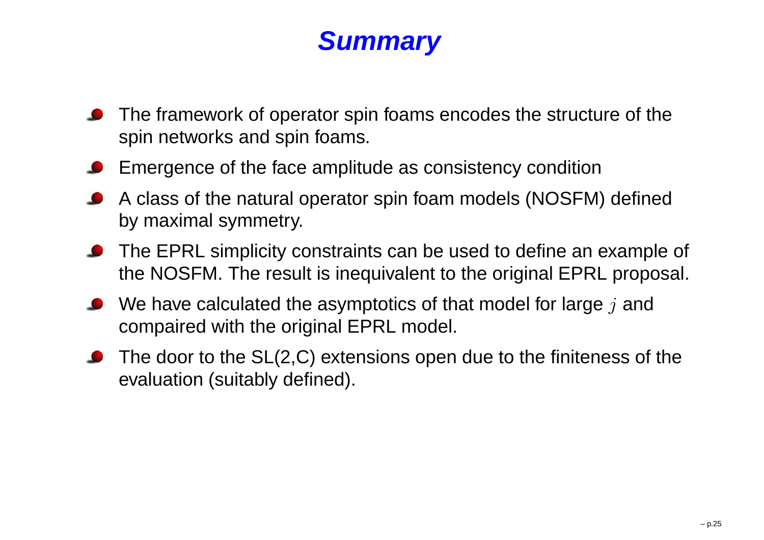# Summary

- The framework of operator spin foams encodes the structure of the spin networks and spin foams.
- Emergence of the face amplitude as consistency condition
- A class of the natural operator spin foam models (NOSFM) defined by maximal symmetry.
- The EPRL simplicity constraints can be used to define an example of the NOSFM. The result is inequivalent to the original EPRL proposal.
- We have calculated the asymptotics of that model for large $j$ and compaired with the original EPRL model.
- The door to the SL(2,C) extensions open due to the finiteness of the evaluation (suitably defined).